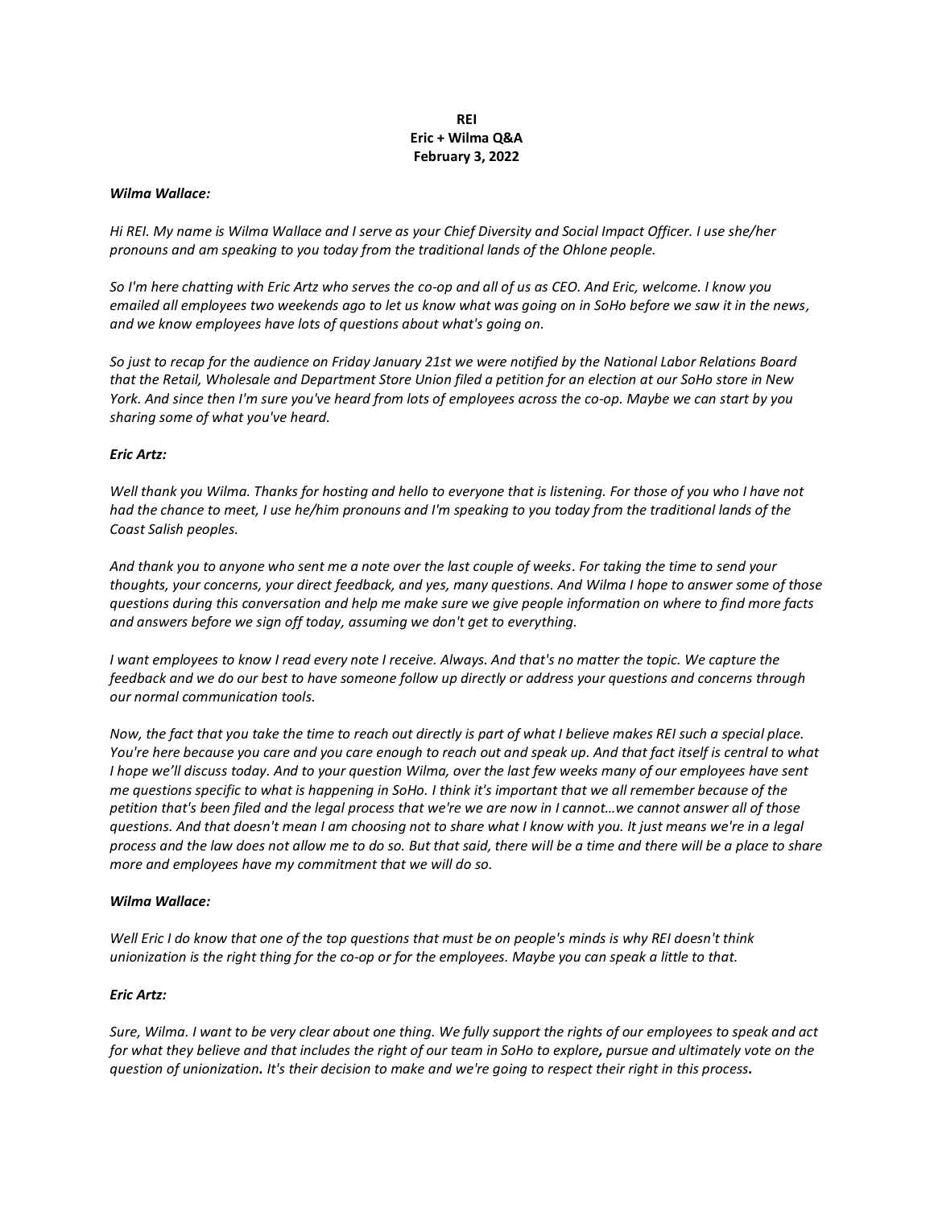**REI**
**Eric + Wilma Q&A**
**February 3, 2022**

***Wilma Wallace:***

*Hi REI. My name is Wilma Wallace and I serve as your Chief Diversity and Social Impact Officer. I use she/her pronouns and am speaking to you today from the traditional lands of the Ohlone people.*

*So I'm here chatting with Eric Artz who serves the co-op and all of us as CEO. And Eric, welcome. I know you emailed all employees two weekends ago to let us know what was going on in SoHo before we saw it in the news, and we know employees have lots of questions about what's going on.*

*So just to recap for the audience on Friday January 21st we were notified by the National Labor Relations Board that the Retail, Wholesale and Department Store Union filed a petition for an election at our SoHo store in New York. And since then I'm sure you've heard from lots of employees across the co-op. Maybe we can start by you sharing some of what you've heard.*

***Eric Artz:***

*Well thank you Wilma. Thanks for hosting and hello to everyone that is listening. For those of you who I have not had the chance to meet, I use he/him pronouns and I'm speaking to you today from the traditional lands of the Coast Salish peoples.*

*And thank you to anyone who sent me a note over the last couple of weeks. For taking the time to send your thoughts, your concerns, your direct feedback, and yes, many questions. And Wilma I hope to answer some of those questions during this conversation and help me make sure we give people information on where to find more facts and answers before we sign off today, assuming we don't get to everything.*

*I want employees to know I read every note I receive. Always. And that's no matter the topic. We capture the feedback and we do our best to have someone follow up directly or address your questions and concerns through our normal communication tools.*

*Now, the fact that you take the time to reach out directly is part of what I believe makes REI such a special place. You're here because you care and you care enough to reach out and speak up. And that fact itself is central to what I hope we'll discuss today. And to your question Wilma, over the last few weeks many of our employees have sent me questions specific to what is happening in SoHo. I think it's important that we all remember because of the petition that's been filed and the legal process that we're we are now in I cannot…we cannot answer all of those questions. And that doesn't mean I am choosing not to share what I know with you. It just means we're in a legal process and the law does not allow me to do so. But that said, there will be a time and there will be a place to share more and employees have my commitment that we will do so.*

***Wilma Wallace:***

*Well Eric I do know that one of the top questions that must be on people's minds is why REI doesn't think unionization is the right thing for the co-op or for the employees. Maybe you can speak a little to that.*

***Eric Artz:***

*Sure, Wilma. I want to be very clear about one thing. We fully support the rights of our employees to speak and act for what they believe and that includes the right of our team in SoHo to explore**,** pursue and ultimately vote on the question of unionization**.** It's their decision to make and we're going to respect their right in this process**.***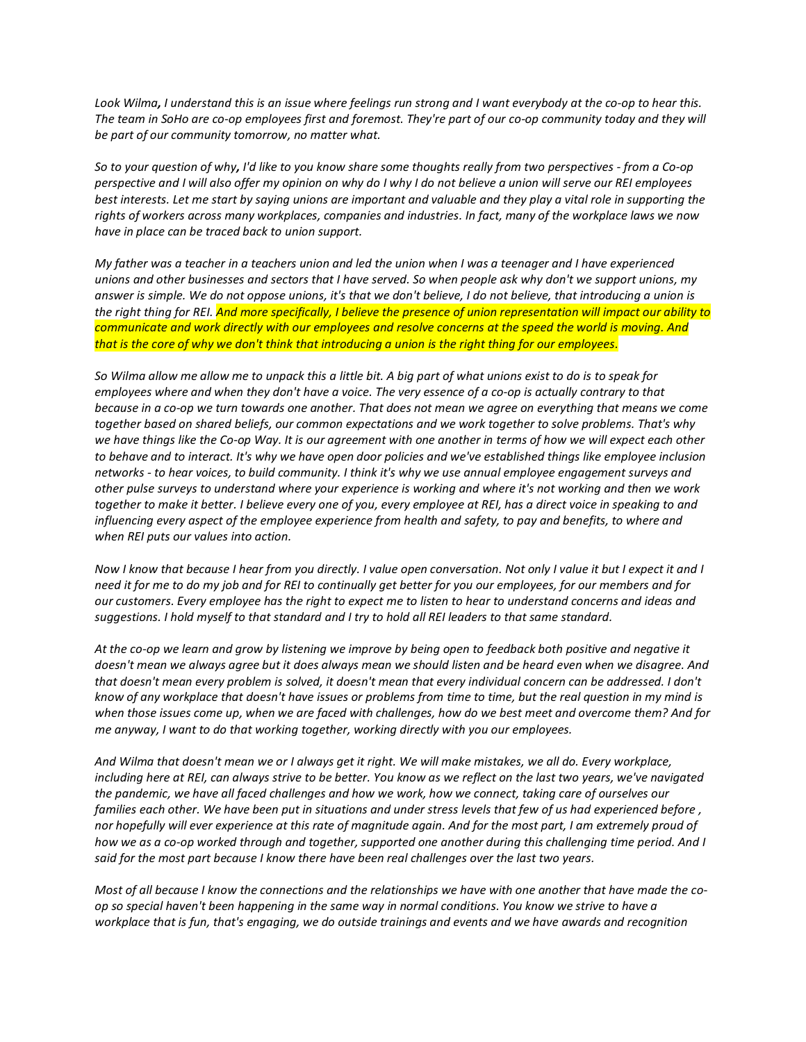*Look Wilma, I understand this is an issue where feelings run strong and I want everybody at the co-op to hear this. The team in SoHo are co-op employees first and foremost. They're part of our co-op community today and they will be part of our community tomorrow, no matter what.*

*So to your question of why, I'd like to you know share some thoughts really from two perspectives - from a Co-op perspective and I will also offer my opinion on why do I why I do not believe a union will serve our REI employees best interests. Let me start by saying unions are important and valuable and they play a vital role in supporting the rights of workers across many workplaces, companies and industries. In fact, many of the workplace laws we now have in place can be traced back to union support.*

*My father was a teacher in a teachers union and led the union when I was a teenager and I have experienced unions and other businesses and sectors that I have served. So when people ask why don't we support unions, my answer is simple. We do not oppose unions, it's that we don't believe, I do not believe, that introducing a union is the right thing for REI. And more specifically, I believe the presence of union representation will impact our ability to communicate and work directly with our employees and resolve concerns at the speed the world is moving. And that is the core of why we don't think that introducing a union is the right thing for our employees.*

*So Wilma allow me allow me to unpack this a little bit. A big part of what unions exist to do is to speak for employees where and when they don't have a voice. The very essence of a co-op is actually contrary to that because in a co-op we turn towards one another. That does not mean we agree on everything that means we come together based on shared beliefs, our common expectations and we work together to solve problems. That's why we have things like the Co-op Way. It is our agreement with one another in terms of how we will expect each other to behave and to interact. It's why we have open door policies and we've established things like employee inclusion networks - to hear voices, to build community. I think it's why we use annual employee engagement surveys and other pulse surveys to understand where your experience is working and where it's not working and then we work together to make it better. I believe every one of you, every employee at REI, has a direct voice in speaking to and influencing every aspect of the employee experience from health and safety, to pay and benefits, to where and when REI puts our values into action.*

*Now I know that because I hear from you directly. I value open conversation. Not only I value it but I expect it and I need it for me to do my job and for REI to continually get better for you our employees, for our members and for our customers. Every employee has the right to expect me to listen to hear to understand concerns and ideas and suggestions. I hold myself to that standard and I try to hold all REI leaders to that same standard.*

*At the co-op we learn and grow by listening we improve by being open to feedback both positive and negative it doesn't mean we always agree but it does always mean we should listen and be heard even when we disagree. And that doesn't mean every problem is solved, it doesn't mean that every individual concern can be addressed. I don't know of any workplace that doesn't have issues or problems from time to time, but the real question in my mind is when those issues come up, when we are faced with challenges, how do we best meet and overcome them? And for me anyway, I want to do that working together, working directly with you our employees.*

*And Wilma that doesn't mean we or I always get it right. We will make mistakes, we all do. Every workplace, including here at REI, can always strive to be better. You know as we reflect on the last two years, we've navigated the pandemic, we have all faced challenges and how we work, how we connect, taking care of ourselves our families each other. We have been put in situations and under stress levels that few of us had experienced before , nor hopefully will ever experience at this rate of magnitude again. And for the most part, I am extremely proud of how we as a co-op worked through and together, supported one another during this challenging time period. And I said for the most part because I know there have been real challenges over the last two years.*

*Most of all because I know the connections and the relationships we have with one another that have made the co-op so special haven't been happening in the same way in normal conditions. You know we strive to have a workplace that is fun, that's engaging, we do outside trainings and events and we have awards and recognition*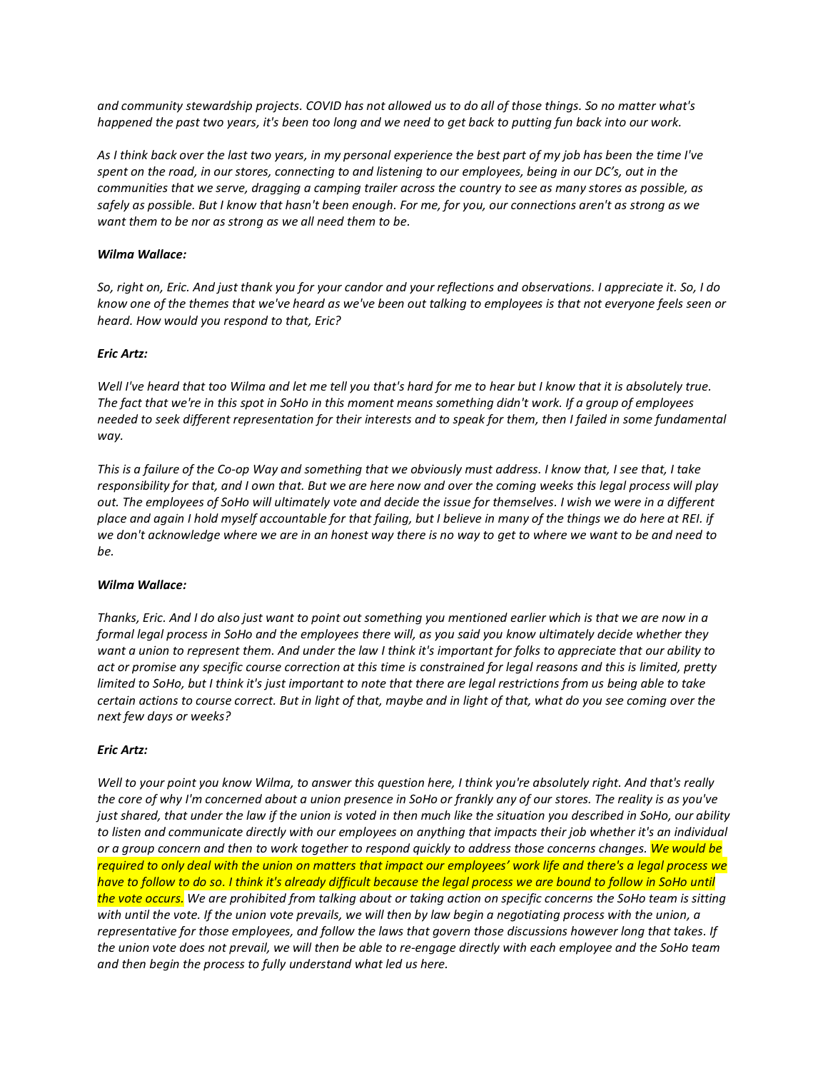*and community stewardship projects. COVID has not allowed us to do all of those things. So no matter what's happened the past two years, it's been too long and we need to get back to putting fun back into our work.*

*As I think back over the last two years, in my personal experience the best part of my job has been the time I've spent on the road, in our stores, connecting to and listening to our employees, being in our DC's, out in the communities that we serve, dragging a camping trailer across the country to see as many stores as possible, as safely as possible. But I know that hasn't been enough. For me, for you, our connections aren't as strong as we want them to be nor as strong as we all need them to be.*

***Wilma Wallace:***

*So, right on, Eric. And just thank you for your candor and your reflections and observations. I appreciate it. So, I do know one of the themes that we've heard as we've been out talking to employees is that not everyone feels seen or heard. How would you respond to that, Eric?*

***Eric Artz:***

*Well I've heard that too Wilma and let me tell you that's hard for me to hear but I know that it is absolutely true. The fact that we're in this spot in SoHo in this moment means something didn't work. If a group of employees needed to seek different representation for their interests and to speak for them, then I failed in some fundamental way.*

*This is a failure of the Co-op Way and something that we obviously must address. I know that, I see that, I take responsibility for that, and I own that. But we are here now and over the coming weeks this legal process will play out. The employees of SoHo will ultimately vote and decide the issue for themselves. I wish we were in a different place and again I hold myself accountable for that failing, but I believe in many of the things we do here at REI. if we don't acknowledge where we are in an honest way there is no way to get to where we want to be and need to be.*

***Wilma Wallace:***

*Thanks, Eric. And I do also just want to point out something you mentioned earlier which is that we are now in a formal legal process in SoHo and the employees there will, as you said you know ultimately decide whether they want a union to represent them. And under the law I think it's important for folks to appreciate that our ability to act or promise any specific course correction at this time is constrained for legal reasons and this is limited, pretty limited to SoHo, but I think it's just important to note that there are legal restrictions from us being able to take certain actions to course correct. But in light of that, maybe and in light of that, what do you see coming over the next few days or weeks?*

***Eric Artz:***

*Well to your point you know Wilma, to answer this question here, I think you're absolutely right. And that's really the core of why I'm concerned about a union presence in SoHo or frankly any of our stores. The reality is as you've just shared, that under the law if the union is voted in then much like the situation you described in SoHo, our ability to listen and communicate directly with our employees on anything that impacts their job whether it's an individual or a group concern and then to work together to respond quickly to address those concerns changes. We would be required to only deal with the union on matters that impact our employees' work life and there's a legal process we have to follow to do so. I think it's already difficult because the legal process we are bound to follow in SoHo until the vote occurs. We are prohibited from talking about or taking action on specific concerns the SoHo team is sitting with until the vote. If the union vote prevails, we will then by law begin a negotiating process with the union, a representative for those employees, and follow the laws that govern those discussions however long that takes. If the union vote does not prevail, we will then be able to re-engage directly with each employee and the SoHo team and then begin the process to fully understand what led us here.*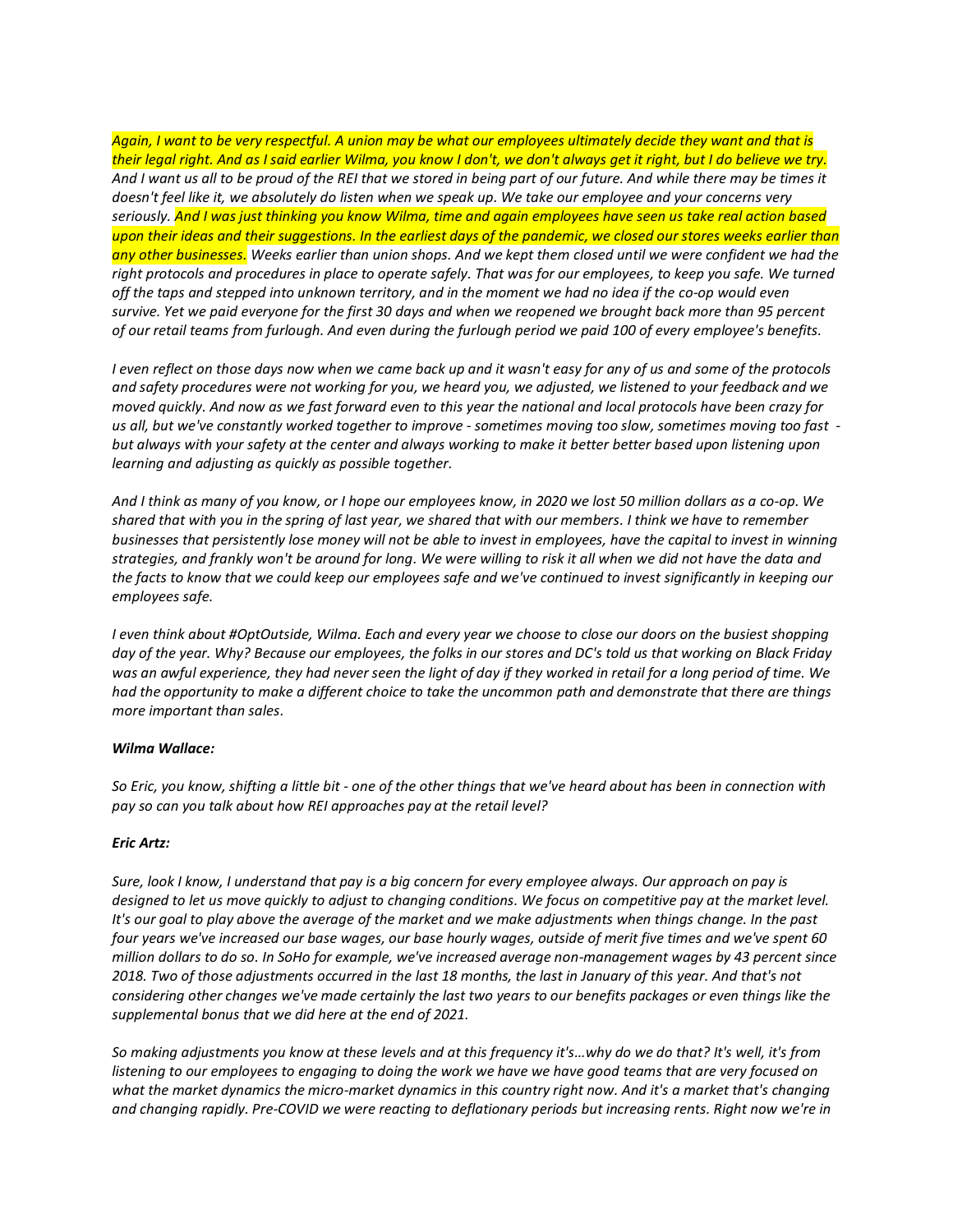*Again, I want to be very respectful. A union may be what our employees ultimately decide they want and that is their legal right. And as I said earlier Wilma, you know I don't, we don't always get it right, but I do believe we try. And I want us all to be proud of the REI that we stored in being part of our future. And while there may be times it doesn't feel like it, we absolutely do listen when we speak up. We take our employee and your concerns very seriously. And I was just thinking you know Wilma, time and again employees have seen us take real action based upon their ideas and their suggestions. In the earliest days of the pandemic, we closed our stores weeks earlier than any other businesses. Weeks earlier than union shops. And we kept them closed until we were confident we had the right protocols and procedures in place to operate safely. That was for our employees, to keep you safe. We turned off the taps and stepped into unknown territory, and in the moment we had no idea if the co-op would even survive. Yet we paid everyone for the first 30 days and when we reopened we brought back more than 95 percent of our retail teams from furlough. And even during the furlough period we paid 100 of every employee's benefits.*

*I even reflect on those days now when we came back up and it wasn't easy for any of us and some of the protocols and safety procedures were not working for you, we heard you, we adjusted, we listened to your feedback and we moved quickly. And now as we fast forward even to this year the national and local protocols have been crazy for us all, but we've constantly worked together to improve - sometimes moving too slow, sometimes moving too fast - but always with your safety at the center and always working to make it better better based upon listening upon learning and adjusting as quickly as possible together.*

*And I think as many of you know, or I hope our employees know, in 2020 we lost 50 million dollars as a co-op. We shared that with you in the spring of last year, we shared that with our members. I think we have to remember businesses that persistently lose money will not be able to invest in employees, have the capital to invest in winning strategies, and frankly won't be around for long. We were willing to risk it all when we did not have the data and the facts to know that we could keep our employees safe and we've continued to invest significantly in keeping our employees safe.*

*I even think about #OptOutside, Wilma. Each and every year we choose to close our doors on the busiest shopping day of the year. Why? Because our employees, the folks in our stores and DC's told us that working on Black Friday was an awful experience, they had never seen the light of day if they worked in retail for a long period of time. We had the opportunity to make a different choice to take the uncommon path and demonstrate that there are things more important than sales.*

***Wilma Wallace:***

*So Eric, you know, shifting a little bit - one of the other things that we've heard about has been in connection with pay so can you talk about how REI approaches pay at the retail level?*

***Eric Artz:***

*Sure, look I know, I understand that pay is a big concern for every employee always. Our approach on pay is designed to let us move quickly to adjust to changing conditions. We focus on competitive pay at the market level. It's our goal to play above the average of the market and we make adjustments when things change. In the past four years we've increased our base wages, our base hourly wages, outside of merit five times and we've spent 60 million dollars to do so. In SoHo for example, we've increased average non-management wages by 43 percent since 2018. Two of those adjustments occurred in the last 18 months, the last in January of this year. And that's not considering other changes we've made certainly the last two years to our benefits packages or even things like the supplemental bonus that we did here at the end of 2021.*

*So making adjustments you know at these levels and at this frequency it's…why do we do that? It's well, it's from listening to our employees to engaging to doing the work we have we have good teams that are very focused on what the market dynamics the micro-market dynamics in this country right now. And it's a market that's changing and changing rapidly. Pre-COVID we were reacting to deflationary periods but increasing rents. Right now we're in*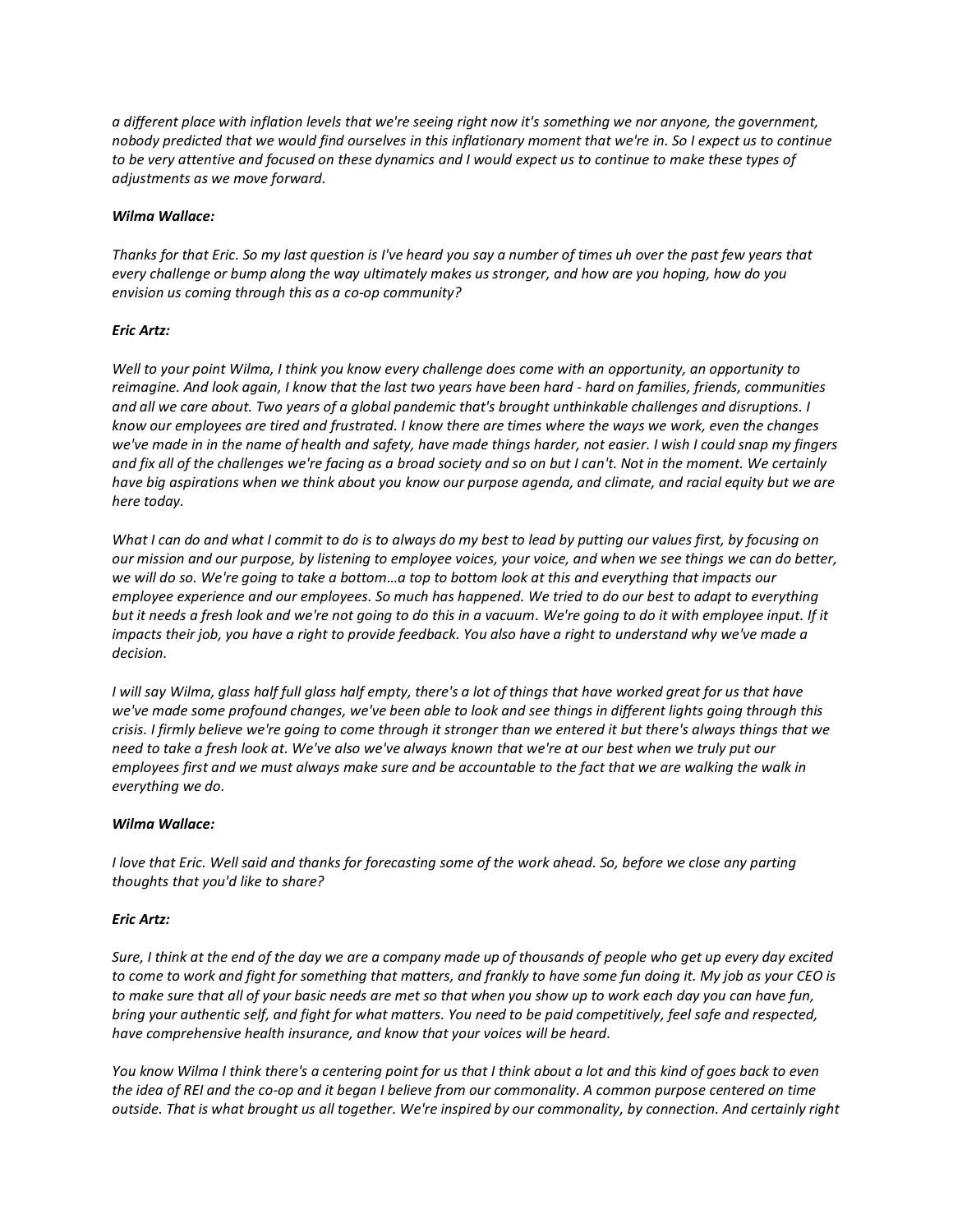*a different place with inflation levels that we're seeing right now it's something we nor anyone, the government, nobody predicted that we would find ourselves in this inflationary moment that we're in. So I expect us to continue to be very attentive and focused on these dynamics and I would expect us to continue to make these types of adjustments as we move forward.*

***Wilma Wallace:***

*Thanks for that Eric. So my last question is I've heard you say a number of times uh over the past few years that every challenge or bump along the way ultimately makes us stronger, and how are you hoping, how do you envision us coming through this as a co-op community?*

***Eric Artz:***

*Well to your point Wilma, I think you know every challenge does come with an opportunity, an opportunity to reimagine. And look again, I know that the last two years have been hard - hard on families, friends, communities and all we care about. Two years of a global pandemic that's brought unthinkable challenges and disruptions. I know our employees are tired and frustrated. I know there are times where the ways we work, even the changes we've made in in the name of health and safety, have made things harder, not easier. I wish I could snap my fingers and fix all of the challenges we're facing as a broad society and so on but I can't. Not in the moment. We certainly have big aspirations when we think about you know our purpose agenda, and climate, and racial equity but we are here today.*

*What I can do and what I commit to do is to always do my best to lead by putting our values first, by focusing on our mission and our purpose, by listening to employee voices, your voice, and when we see things we can do better, we will do so. We're going to take a bottom…a top to bottom look at this and everything that impacts our employee experience and our employees. So much has happened. We tried to do our best to adapt to everything but it needs a fresh look and we're not going to do this in a vacuum. We're going to do it with employee input. If it impacts their job, you have a right to provide feedback. You also have a right to understand why we've made a decision.*

*I will say Wilma, glass half full glass half empty, there's a lot of things that have worked great for us that have we've made some profound changes, we've been able to look and see things in different lights going through this crisis. I firmly believe we're going to come through it stronger than we entered it but there's always things that we need to take a fresh look at. We've also we've always known that we're at our best when we truly put our employees first and we must always make sure and be accountable to the fact that we are walking the walk in everything we do.*

***Wilma Wallace:***

*I love that Eric. Well said and thanks for forecasting some of the work ahead. So, before we close any parting thoughts that you'd like to share?*

***Eric Artz:***

*Sure, I think at the end of the day we are a company made up of thousands of people who get up every day excited to come to work and fight for something that matters, and frankly to have some fun doing it. My job as your CEO is to make sure that all of your basic needs are met so that when you show up to work each day you can have fun, bring your authentic self, and fight for what matters. You need to be paid competitively, feel safe and respected, have comprehensive health insurance, and know that your voices will be heard.*

*You know Wilma I think there's a centering point for us that I think about a lot and this kind of goes back to even the idea of REI and the co-op and it began I believe from our commonality. A common purpose centered on time outside. That is what brought us all together. We're inspired by our commonality, by connection. And certainly right*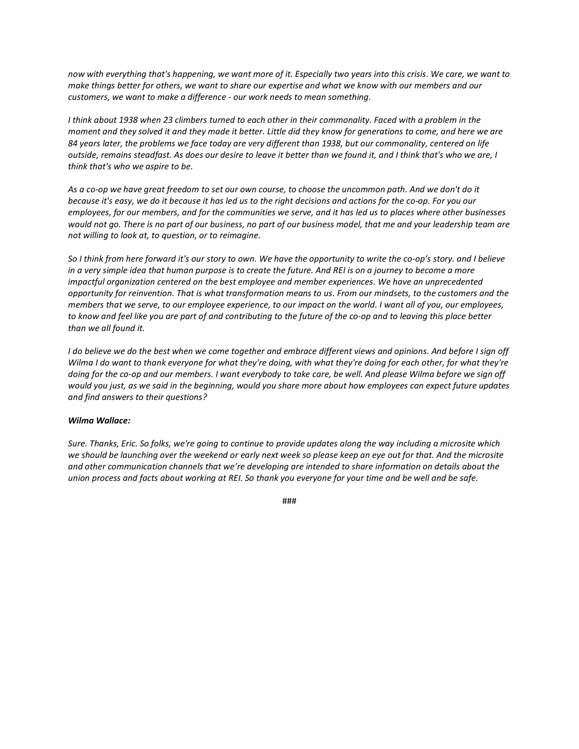*now with everything that's happening, we want more of it. Especially two years into this crisis. We care, we want to make things better for others, we want to share our expertise and what we know with our members and our customers, we want to make a difference - our work needs to mean something.*

*I think about 1938 when 23 climbers turned to each other in their commonality. Faced with a problem in the moment and they solved it and they made it better. Little did they know for generations to come, and here we are 84 years later, the problems we face today are very different than 1938, but our commonality, centered on life outside, remains steadfast. As does our desire to leave it better than we found it, and I think that's who we are, I think that's who we aspire to be.*

*As a co-op we have great freedom to set our own course, to choose the uncommon path. And we don't do it because it's easy, we do it because it has led us to the right decisions and actions for the co-op. For you our employees, for our members, and for the communities we serve, and it has led us to places where other businesses would not go. There is no part of our business, no part of our business model, that me and your leadership team are not willing to look at, to question, or to reimagine.*

*So I think from here forward it's our story to own. We have the opportunity to write the co-op's story. and I believe in a very simple idea that human purpose is to create the future. And REI is on a journey to become a more impactful organization centered on the best employee and member experiences. We have an unprecedented opportunity for reinvention. That is what transformation means to us. From our mindsets, to the customers and the members that we serve, to our employee experience, to our impact on the world. I want all of you, our employees, to know and feel like you are part of and contributing to the future of the co-op and to leaving this place better than we all found it.*

*I do believe we do the best when we come together and embrace different views and opinions. And before I sign off Wilma I do want to thank everyone for what they're doing, with what they're doing for each other, for what they're doing for the co-op and our members. I want everybody to take care, be well. And please Wilma before we sign off would you just, as we said in the beginning, would you share more about how employees can expect future updates and find answers to their questions?*

***Wilma Wallace:***

*Sure. Thanks, Eric. So folks, we're going to continue to provide updates along the way including a microsite which we should be launching over the weekend or early next week so please keep an eye out for that. And the microsite and other communication channels that we're developing are intended to share information on details about the union process and facts about working at REI. So thank you everyone for your time and be well and be safe.*

###